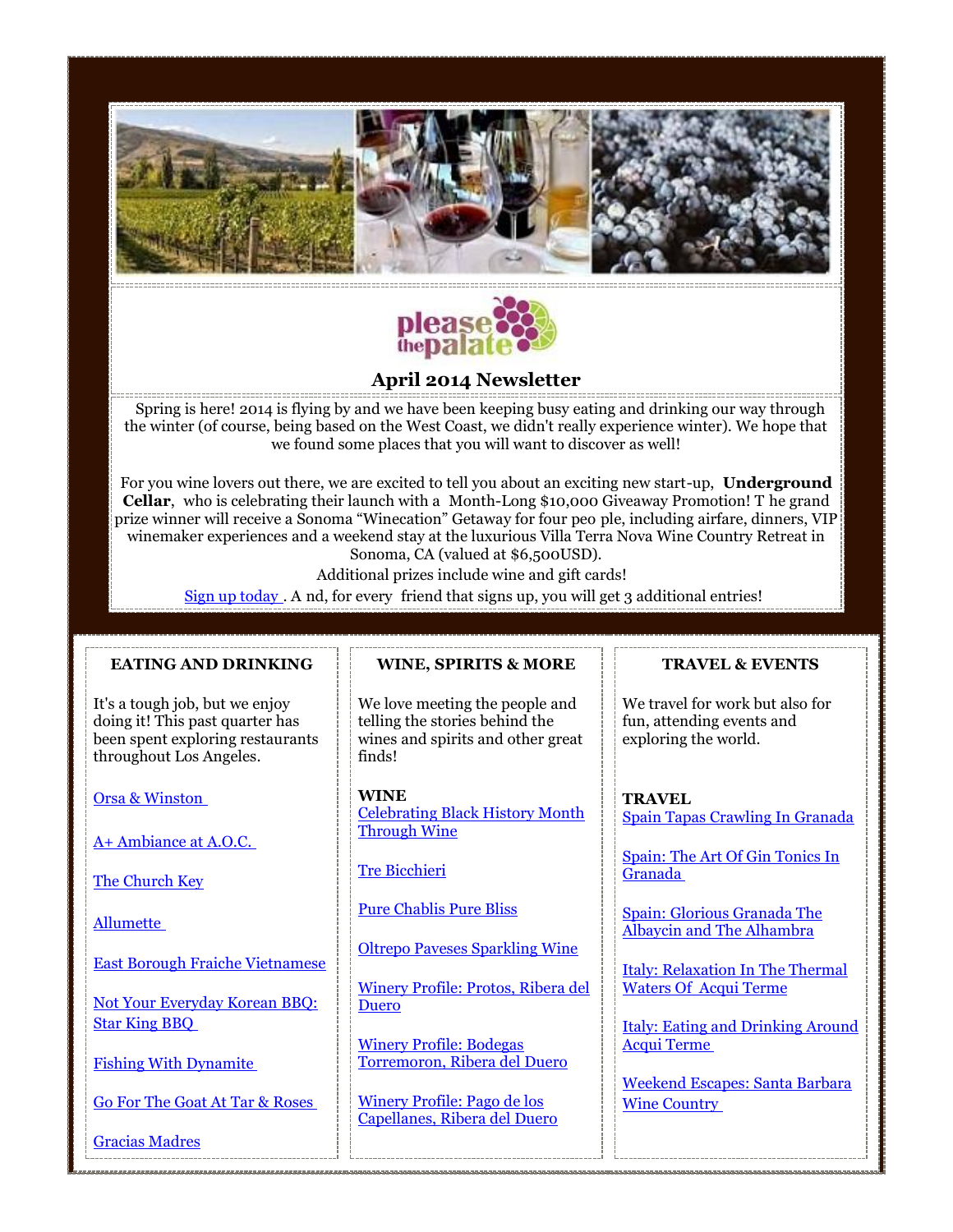please the palate

## April 2014 Newsletter

Spring is here! 2014 is flying by and we have been keeping busy eating and drinking our way through the winter (of course, being based on the West Coast, we didn't really experience winter). We hope that we found some places that you will want to discover as well!

For you wine lovers out there, we are excited to tell you about an exciting new start-up, **Underground Cellar**, who is celebrating their launch with a Month-Long $10,000 Giveaway Promotion! T he grand prize winner will receive a Sonoma "Winecation" Getaway for four peo ple, including airfare, dinners, VIP winemaker experiences and a weekend stay at the luxurious Villa Terra Nova Wine Country Retreat in Sonoma, CA (valued at $6,500USD).

Additional prizes include wine and gift cards!

Sign up today . A nd, for every friend that signs up, you will get 3 additional entries!

### EATING AND DRINKING

It's a tough job, but we enjoy doing it! This past quarter has been spent exploring restaurants throughout Los Angeles.

Orsa & Winston

A+ Ambiance at A.O.C.

The Church Key

Allumette

East Borough Fraiche Vietnamese

Not Your Everyday Korean BBQ: Star King BBQ

Fishing With Dynamite

Go For The Goat At Tar & Roses

Gracias Madres

### WINE, SPIRITS & MORE

We love meeting the people and telling the stories behind the wines and spirits and other great finds!

**WINE**

Celebrating Black History Month Through Wine

Tre Bicchieri

Pure Chablis Pure Bliss

Oltrepo Paveses Sparkling Wine

Winery Profile: Protos, Ribera del Duero

Winery Profile: Bodegas Torremoron, Ribera del Duero

Winery Profile: Pago de los Capellanes, Ribera del Duero

### TRAVEL & EVENTS

We travel for work but also for fun, attending events and exploring the world.

**TRAVEL**

Spain Tapas Crawling In Granada

Spain: The Art Of Gin Tonics In Granada

Spain: Glorious Granada The Albaycin and The Alhambra

Italy: Relaxation In The Thermal Waters Of Acqui Terme

Italy: Eating and Drinking Around Acqui Terme

Weekend Escapes: Santa Barbara Wine Country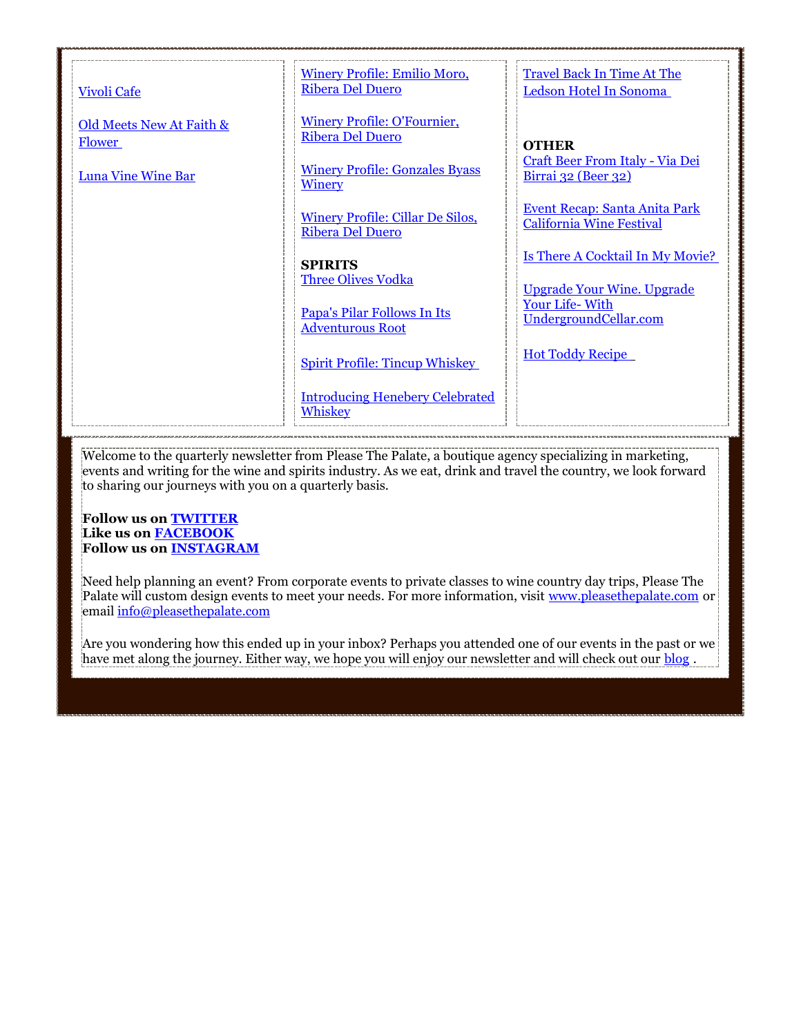Vivoli Cafe

Old Meets New At Faith & Flower

Luna Vine Wine Bar

Winery Profile: Emilio Moro, Ribera Del Duero

Winery Profile: O'Fournier, Ribera Del Duero

Winery Profile: Gonzales Byass Winery

Winery Profile: Cillar De Silos, Ribera Del Duero

**SPIRITS**

Three Olives Vodka

Papa's Pilar Follows In Its Adventurous Root

Spirit Profile: Tincup Whiskey

Introducing Henebery Celebrated Whiskey

Travel Back In Time At The Ledson Hotel In Sonoma

**OTHER**

Craft Beer From Italy - Via Dei Birrai 32 (Beer 32)

Event Recap: Santa Anita Park California Wine Festival

Is There A Cocktail In My Movie?

Upgrade Your Wine. Upgrade Your Life- With UndergroundCellar.com

Hot Toddy Recipe

Welcome to the quarterly newsletter from Please The Palate, a boutique agency specializing in marketing, events and writing for the wine and spirits industry. As we eat, drink and travel the country, we look forward to sharing our journeys with you on a quarterly basis.

**Follow us on TWITTER**
**Like us on FACEBOOK**
**Follow us on INSTAGRAM**

Need help planning an event? From corporate events to private classes to wine country day trips, Please The Palate will custom design events to meet your needs. For more information, visit www.pleasethepalate.com or email info@pleasethepalate.com

Are you wondering how this ended up in your inbox? Perhaps you attended one of our events in the past or we have met along the journey. Either way, we hope you will enjoy our newsletter and will check out our blog .